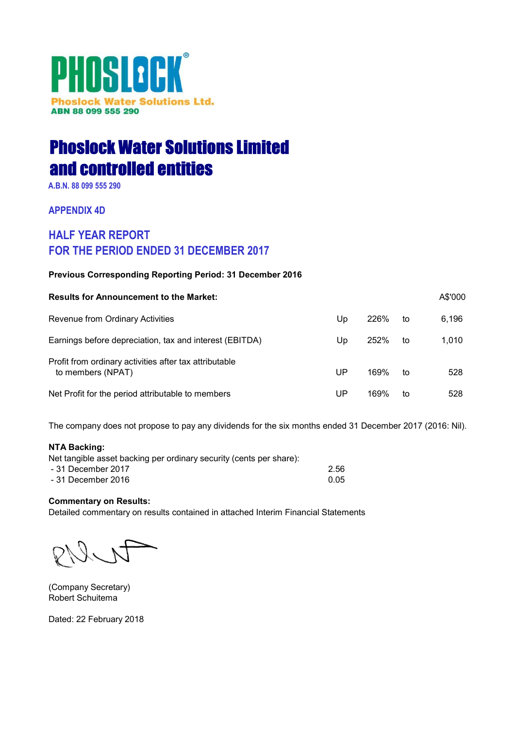Phoslock Water Solutions Ltd.
ABN 88 099 555 290

# Phoslock Water Solutions Limited and controlled entities

A.B.N. 88 099 555 290

## APPENDIX 4D

## HALF YEAR REPORT FOR THE PERIOD ENDED 31 DECEMBER 2017

**Previous Corresponding Reporting Period: 31 December 2016**

| **Results for Announcement to the Market:** | | | | A$'000 |
|---|---|---|---|---|
| Revenue from Ordinary Activities | Up | 226% | to | 6,196 |
| Earnings before depreciation, tax and interest (EBITDA) | Up | 252% | to | 1,010 |
| Profit from ordinary activities after tax attributable to members (NPAT) | UP | 169% | to | 528 |
| Net Profit for the period attributable to members | UP | 169% | to | 528 |

The company does not propose to pay any dividends for the six months ended 31 December 2017 (2016: Nil).

**NTA Backing:**

Net tangible asset backing per ordinary security (cents per share):

| | |
|---|---|
| - 31 December 2017 | 2.56 |
| - 31 December 2016 | 0.05 |

**Commentary on Results:**

Detailed commentary on results contained in attached Interim Financial Statements

(Company Secretary)
Robert Schuitema

Dated: 22 February 2018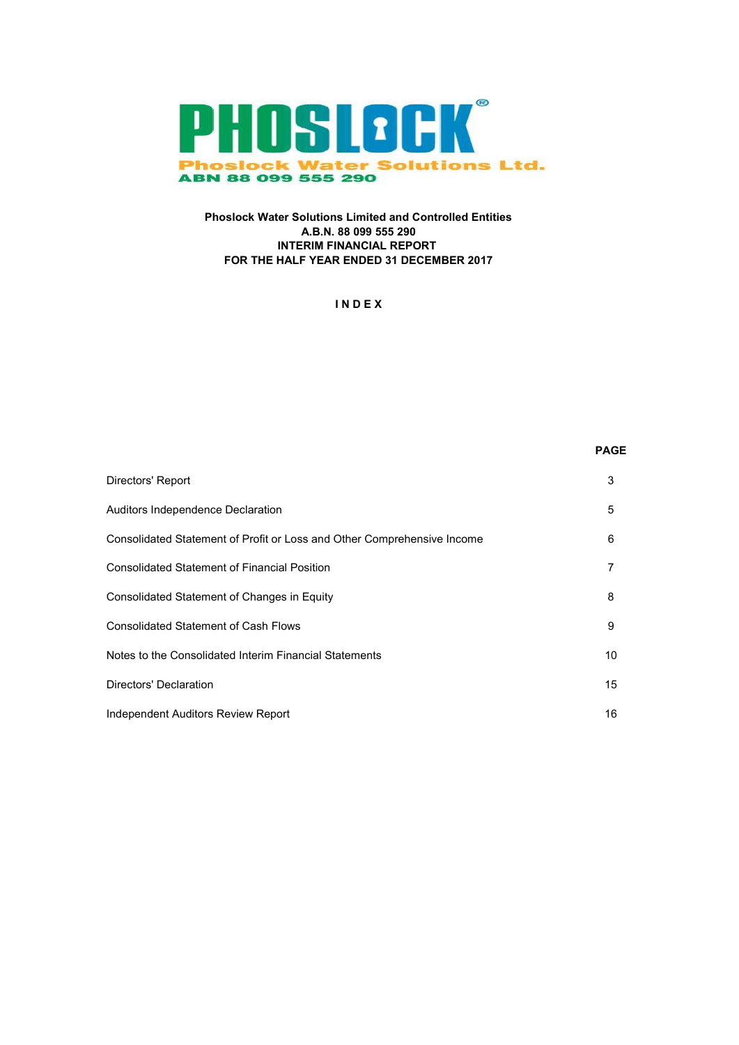PHOSLOCK®

Phoslock Water Solutions Ltd.
ABN 88 099 555 290

**Phoslock Water Solutions Limited and Controlled Entities**
**A.B.N. 88 099 555 290**
**INTERIM FINANCIAL REPORT**
**FOR THE HALF YEAR ENDED 31 DECEMBER 2017**

**I N D E X**

| | **PAGE** |
|---|---|
| Directors' Report | 3 |
| Auditors Independence Declaration | 5 |
| Consolidated Statement of Profit or Loss and Other Comprehensive Income | 6 |
| Consolidated Statement of Financial Position | 7 |
| Consolidated Statement of Changes in Equity | 8 |
| Consolidated Statement of Cash Flows | 9 |
| Notes to the Consolidated Interim Financial Statements | 10 |
| Directors' Declaration | 15 |
| Independent Auditors Review Report | 16 |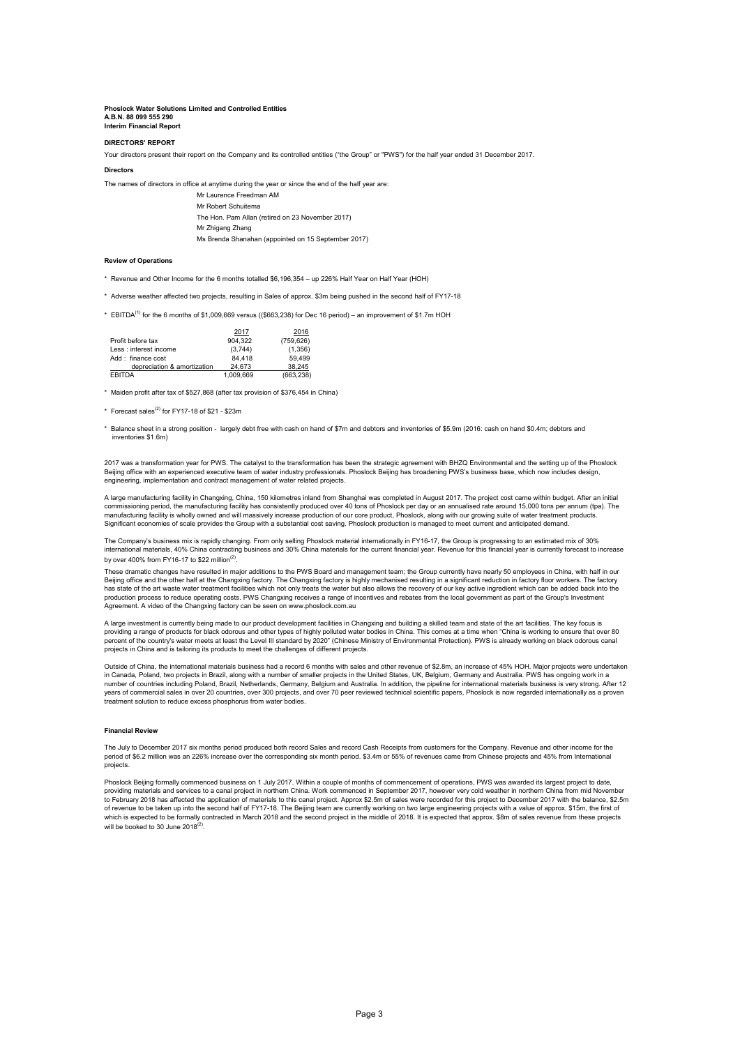**Phoslock Water Solutions Limited and Controlled Entities**
**A.B.N. 88 099 555 290**
**Interim Financial Report**

## DIRECTORS' REPORT

Your directors present their report on the Company and its controlled entities ("the Group" or "PWS") for the half year ended 31 December 2017.

### Directors

The names of directors in office at anytime during the year or since the end of the half year are:

Mr Laurence Freedman AM
Mr Robert Schuitema
The Hon. Pam Allan (retired on 23 November 2017)
Mr Zhigang Zhang
Ms Brenda Shanahan (appointed on 15 September 2017)

### Review of Operations

* Revenue and Other Income for the 6 months totalled $6,196,354 – up 226% Half Year on Half Year (HOH)

* Adverse weather affected two projects, resulting in Sales of approx. $3m being pushed in the second half of FY17-18

* EBITDA[1] for the 6 months of $1,009,669 versus (($663,238) for Dec 16 period) – an improvement of $1.7m HOH

| | 2017 | 2016 |
|---|---|---|
| Profit before tax | 904,322 | (759,626) |
| Less : interest income | (3,744) | (1,356) |
| Add : finance cost | 84,418 | 59,499 |
| depreciation & amortization | 24,673 | 38,245 |
| EBITDA | 1,009,669 | (663,238) |

* Maiden profit after tax of $527,868 (after tax provision of $376,454 in China)

* Forecast sales[2] for FY17-18 of $21 - $23m

* Balance sheet in a strong position - largely debt free with cash on hand of $7m and debtors and inventories of $5.9m (2016: cash on hand $0.4m; debtors and inventories $1.6m)

2017 was a transformation year for PWS. The catalyst to the transformation has been the strategic agreement with BHZQ Environmental and the setting up of the Phoslock Beijing office with an experienced executive team of water industry professionals. Phoslock Beijing has broadening PWS's business base, which now includes design, engineering, implementation and contract management of water related projects.

A large manufacturing facility in Changxing, China, 150 kilometres inland from Shanghai was completed in August 2017. The project cost came within budget. After an initial commissioning period, the manufacturing facility has consistently produced over 40 tons of Phoslock per day or an annualised rate around 15,000 tons per annum (tpa). The manufacturing facility is wholly owned and will massively increase production of our core product, Phoslock, along with our growing suite of water treatment products. Significant economies of scale provides the Group with a substantial cost saving. Phoslock production is managed to meet current and anticipated demand.

The Company's business mix is rapidly changing. From only selling Phoslock material internationally in FY16-17, the Group is progressing to an estimated mix of 30% international materials, 40% China contracting business and 30% China materials for the current financial year. Revenue for this financial year is currently forecast to increase by over 400% from FY16-17 to $22 million[2].

These dramatic changes have resulted in major additions to the PWS Board and management team; the Group currently have nearly 50 employees in China, with half in our Beijing office and the other half at the Changxing factory. The Changxing factory is highly mechanised resulting in a significant reduction in factory floor workers. The factory has state of the art waste water treatment facilities which not only treats the water but also allows the recovery of our key active ingredient which can be added back into the production process to reduce operating costs. PWS Changxing receives a range of incentives and rebates from the local government as part of the Group's Investment Agreement. A video of the Changxing factory can be seen on www.phoslock.com.au

A large investment is currently being made to our product development facilities in Changxing and building a skilled team and state of the art facilities. The key focus is providing a range of products for black odorous and other types of highly polluted water bodies in China. This comes at a time when "China is working to ensure that over 80 percent of the country's water meets at least the Level III standard by 2020" (Chinese Ministry of Environmental Protection). PWS is already working on black odorous canal projects in China and is tailoring its products to meet the challenges of different projects.

Outside of China, the international materials business had a record 6 months with sales and other revenue of $2.8m, an increase of 45% HOH. Major projects were undertaken in Canada, Poland, two projects in Brazil, along with a number of smaller projects in the United States, UK, Belgium, Germany and Australia. PWS has ongoing work in a number of countries including Poland, Brazil, Netherlands, Germany, Belgium and Australia. In addition, the pipeline for international materials business is very strong. After 12 years of commercial sales in over 20 countries, over 300 projects, and over 70 peer reviewed technical scientific papers, Phoslock is now regarded internationally as a proven treatment solution to reduce excess phosphorus from water bodies.

### Financial Review

The July to December 2017 six months period produced both record Sales and record Cash Receipts from customers for the Company. Revenue and other income for the period of $6.2 million was an 226% increase over the corresponding six month period. $3.4m or 55% of revenues came from Chinese projects and 45% from International projects.

Phoslock Beijing formally commenced business on 1 July 2017. Within a couple of months of commencement of operations, PWS was awarded its largest project to date, providing materials and services to a canal project in northern China. Work commenced in September 2017, however very cold weather in northern China from mid November to February 2018 has affected the application of materials to this canal project. Approx $2.5m of sales were recorded for this project to December 2017 with the balance, $2.5m of revenue to be taken up into the second half of FY17-18. The Beijing team are currently working on two large engineering projects with a value of approx. $15m, the first of which is expected to be formally contracted in March 2018 and the second project in the middle of 2018. It is expected that approx. $8m of sales revenue from these projects will be booked to 30 June 2018[2].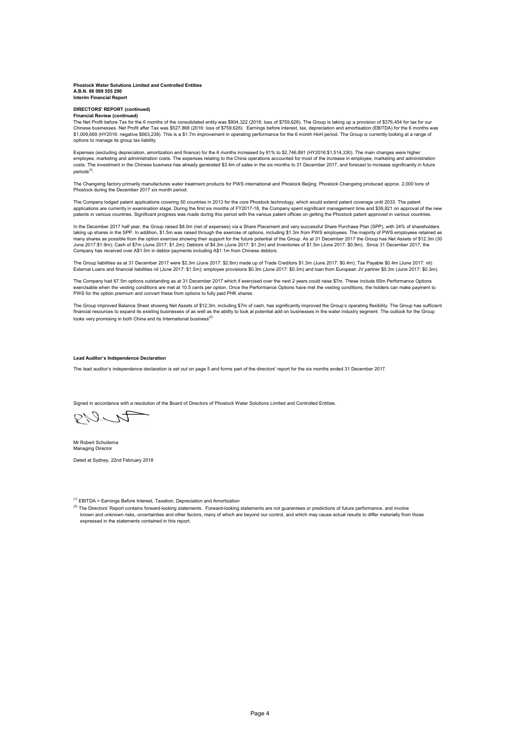**Phoslock Water Solutions Limited and Controlled Entities**
**A.B.N. 88 099 555 290**
**Interim Financial Report**

**DIRECTORS' REPORT (continued)**

**Financial Review (continued)**

The Net Profit before Tax for the 6 months of the consolidated entity was $904,322 (2016: loss of $759,626). The Group is taking up a provision of $376,454 for tax for our Chinese businesses. Net Profit after Tax was $527,868 (2016: loss of $759,626). Earnings before interest, tax, depreciation and amortisation (EBITDA) for the 6 months was $1,009,669 (HY2016: negative $663,238). This is a $1.7m improvement in operating performance for the 6 month HoH period. The Group is currently looking at a range of options to manage its group tax liability.

Expenses (excluding depreciation, amortization and finance) for the 6 months increased by 81% to $2,746,891 (HY2016:$1,514,330). The main changes were higher employee, marketing and administration costs. The expenses relating to the China operations accounted for most of the increase in employee, marketing and administration costs. The investment in the Chinese business has already generated $3.4m of sales in the six months to 31 December 2017, and forecast to increase significantly in future periods[2].

The Changxing factory primarily manufactures water treatment products for PWS international and Phoslock Beijing. Phoslock Changxing produced approx. 2,000 tons of Phoslock during the December 2017 six month period.

The Company lodged patent applications covering 50 countries in 2013 for the core Phoslock technology, which would extend patent coverage until 2033. The patent applications are currently in examination stage. During the first six months of FY2017-18, the Company spent significant management time and $39,821 on approval of the new patents in various countries. Significant progress was made during this period with the various patent offices on getting the Phoslock patent approved in various countries.

In the December 2017 half year, the Group raised $8.0m (net of expenses) via a Share Placement and very successful Share Purchase Plan (SPP), with 24% of shareholders taking up shares in the SPP. In addition, $1.5m was raised through the exercise of options, including $1.3m from PWS employees. The majority of PWS employees retained as many shares as possible from the option exercise showing their support for the future potential of the Group. As at 31 December 2017 the Group has Net Assets of $12.3m (30 June 2017:$1.9m); Cash of $7m (June 2017: $1.2m); Debtors of $4.3m (June 2017: $1.2m) and Inventories of $1.5m (June 2017: $0.9m). Since 31 December 2017, the Company has received over A$1.5m in debtor payments including A$1.1m from Chinese debtors.

The Group liabilities as at 31 December 2017 were $2.3m (June 2017: $2.6m) made up of Trade Creditors $1.3m (June 2017: $0.4m); Tax Payable $0.4m (June 2017: nil) External Loans and financial liabilities nil (June 2017: $1.5m); employee provisions $0.3m (June 2017: $0.3m) and loan from European JV partner $0.3m (June 2017: $0.3m).

The Company had 67.5m options outstanding as at 31 December 2017 which if exercised over the next 2 years could raise $7m. These include 65m Performance Options exercisable when the vesting conditions are met at 10.5 cents per option. Once the Performance Options have met the vesting conditions, the holders can make payment to PWS for the option premium and convert these from options to fully paid PHK shares.

The Group improved Balance Sheet showing Net Assets of $12.3m, including $7m of cash, has significantly improved the Group's operating flexibility. The Group has sufficient financial resources to expand its existing businesses of as well as the ability to look at potential add on businesses in the water industry segment. The outlook for the Group looks very promising in both China and its International business[2]

**Lead Auditor's Independence Declaration**

The lead auditor's independence declaration is set out on page 5 and forms part of the directors' report for the six months ended 31 December 2017.

Signed in accordance with a resolution of the Board of Directors of Phoslock Water Solutions Limited and Controlled Entities.

Mr Robert Schuitema
Managing Director

Dated at Sydney, 22nd February 2018

[1] EBITDA = Earnings Before Interest, Taxation, Depreciation and Amortization

[2] The Directors' Report contains forward-looking statements. Forward-looking statements are not guarantees or predictions of future performance, and involve known and unknown risks, uncertainties and other factors, many of which are beyond our control, and which may cause actual results to differ materially from those expressed in the statements contained in this report.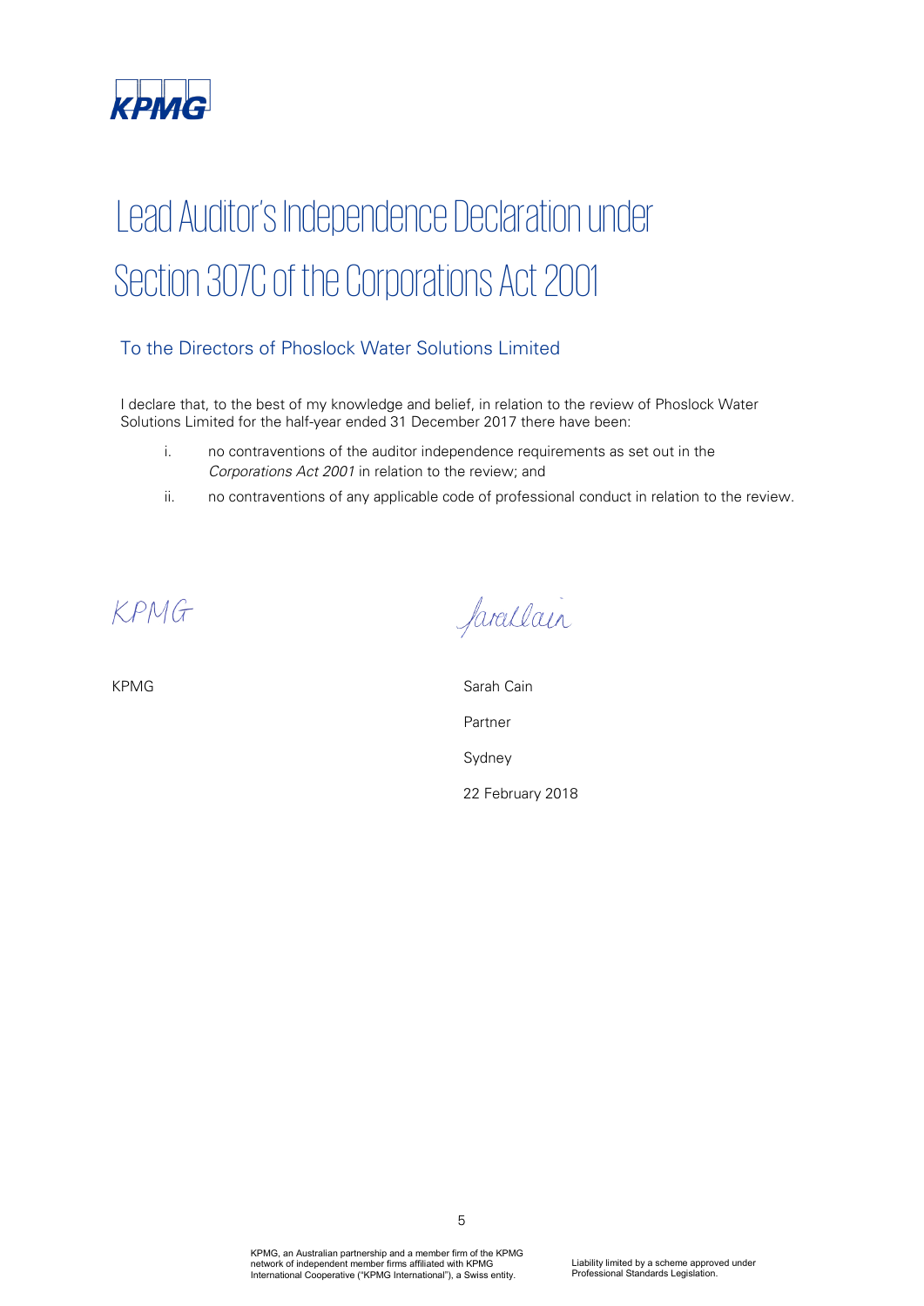# Lead Auditor's Independence Declaration under Section 307C of the Corporations Act 2001

## To the Directors of Phoslock Water Solutions Limited

I declare that, to the best of my knowledge and belief, in relation to the review of Phoslock Water Solutions Limited for the half-year ended 31 December 2017 there have been:

i. no contraventions of the auditor independence requirements as set out in the *Corporations Act 2001* in relation to the review; and

ii. no contraventions of any applicable code of professional conduct in relation to the review.

KPMG

KPMG

Sarah Cain

Partner

Sydney

22 February 2018

KPMG, an Australian partnership and a member firm of the KPMG network of independent member firms affiliated with KPMG International Cooperative ("KPMG International"), a Swiss entity.

Liability limited by a scheme approved under Professional Standards Legislation.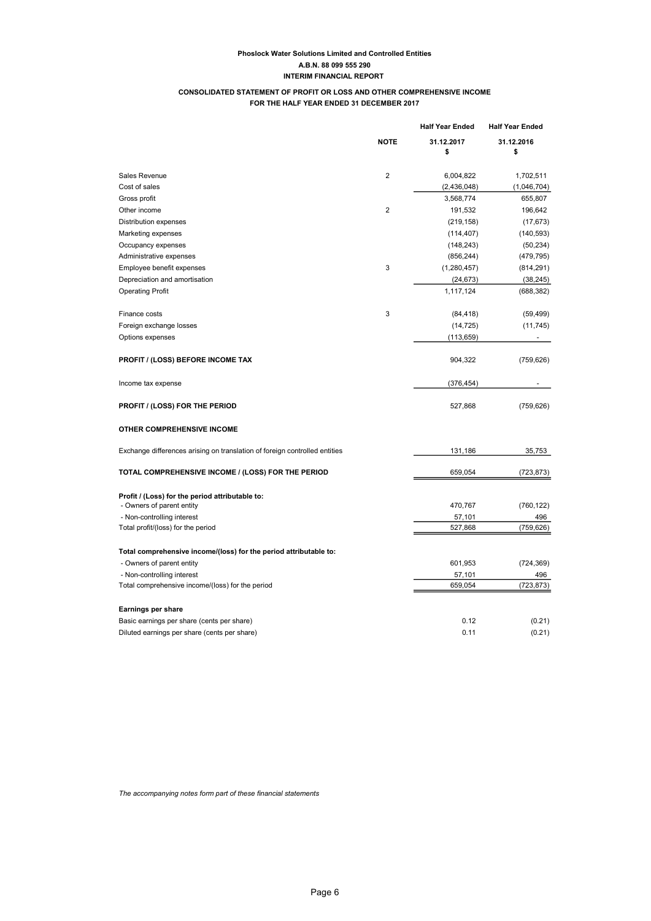**Phoslock Water Solutions Limited and Controlled Entities**

**A.B.N. 88 099 555 290**

**INTERIM FINANCIAL REPORT**

**CONSOLIDATED STATEMENT OF PROFIT OR LOSS AND OTHER COMPREHENSIVE INCOME**
**FOR THE HALF YEAR ENDED 31 DECEMBER 2017**

| | NOTE | Half Year Ended 31.12.2017 $ | Half Year Ended 31.12.2016 $ |
|---|---|---|---|
| Sales Revenue | 2 | 6,004,822 | 1,702,511 |
| Cost of sales | | (2,436,048) | (1,046,704) |
| Gross profit | | 3,568,774 | 655,807 |
| Other income | 2 | 191,532 | 196,642 |
| Distribution expenses | | (219,158) | (17,673) |
| Marketing expenses | | (114,407) | (140,593) |
| Occupancy expenses | | (148,243) | (50,234) |
| Administrative expenses | | (856,244) | (479,795) |
| Employee benefit expenses | 3 | (1,280,457) | (814,291) |
| Depreciation and amortisation | | (24,673) | (38,245) |
| Operating Profit | | 1,117,124 | (688,382) |
| | | | |
| Finance costs | 3 | (84,418) | (59,499) |
| Foreign exchange losses | | (14,725) | (11,745) |
| Options expenses | | (113,659) | - |
| | | | |
| **PROFIT / (LOSS) BEFORE INCOME TAX** | | 904,322 | (759,626) |
| | | | |
| Income tax expense | | (376,454) | - |
| | | | |
| **PROFIT / (LOSS) FOR THE PERIOD** | | 527,868 | (759,626) |
| | | | |
| **OTHER COMPREHENSIVE INCOME** | | | |
| | | | |
| Exchange differences arising on translation of foreign controlled entities | | 131,186 | 35,753 |
| | | | |
| **TOTAL COMPREHENSIVE INCOME / (LOSS) FOR THE PERIOD** | | 659,054 | (723,873) |
| | | | |
| **Profit / (Loss) for the period attributable to:** | | | |
| - Owners of parent entity | | 470,767 | (760,122) |
| - Non-controlling interest | | 57,101 | 496 |
| Total profit/(loss) for the period | | 527,868 | (759,626) |
| | | | |
| **Total comprehensive income/(loss) for the period attributable to:** | | | |
| - Owners of parent entity | | 601,953 | (724,369) |
| - Non-controlling interest | | 57,101 | 496 |
| Total comprehensive income/(loss) for the period | | 659,054 | (723,873) |
| | | | |
| **Earnings per share** | | | |
| Basic earnings per share (cents per share) | | 0.12 | (0.21) |
| Diluted earnings per share (cents per share) | | 0.11 | (0.21) |

*The accompanying notes form part of these financial statements*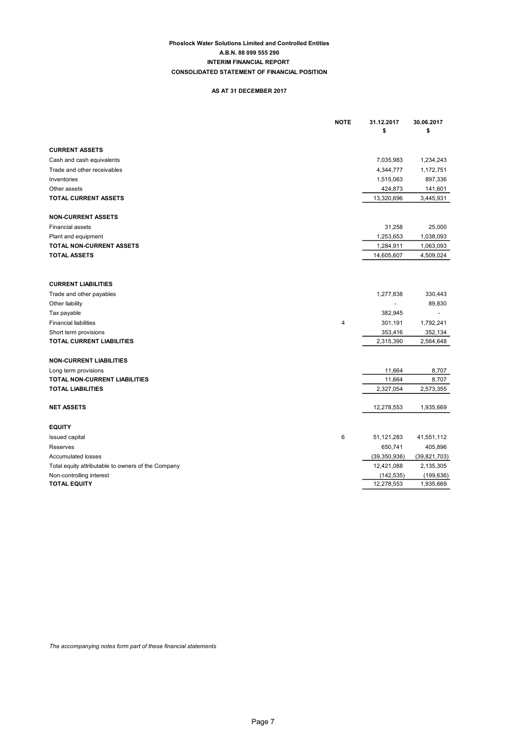**Phoslock Water Solutions Limited and Controlled Entities**

**A.B.N. 88 099 555 290**

**INTERIM FINANCIAL REPORT**

**CONSOLIDATED STATEMENT OF FINANCIAL POSITION**

**AS AT 31 DECEMBER 2017**

| | NOTE | 31.12.2017 $ | 30.06.2017 $ |
|---|---|---|---|
| **CURRENT ASSETS** | | | |
| Cash and cash equivalents | | 7,035,983 | 1,234,243 |
| Trade and other receivables | | 4,344,777 | 1,172,751 |
| Inventories | | 1,515,063 | 897,336 |
| Other assets | | 424,873 | 141,601 |
| **TOTAL CURRENT ASSETS** | | 13,320,696 | 3,445,931 |
| **NON-CURRENT ASSETS** | | | |
| Financial assets | | 31,258 | 25,000 |
| Plant and equipment | | 1,253,653 | 1,038,093 |
| **TOTAL NON-CURRENT ASSETS** | | 1,284,911 | 1,063,093 |
| **TOTAL ASSETS** | | 14,605,607 | 4,509,024 |
| **CURRENT LIABILITIES** | | | |
| Trade and other payables | | 1,277,838 | 330,443 |
| Other liability | | - | 89,830 |
| Tax payable | | 382,945 | - |
| Financial liabilities | 4 | 301,191 | 1,792,241 |
| Short term provisions | | 353,416 | 352,134 |
| **TOTAL CURRENT LIABILITIES** | | 2,315,390 | 2,564,648 |
| **NON-CURRENT LIABILITIES** | | | |
| Long term provisions | | 11,664 | 8,707 |
| **TOTAL NON-CURRENT LIABILITIES** | | 11,664 | 8,707 |
| **TOTAL LIABILITIES** | | 2,327,054 | 2,573,355 |
| **NET ASSETS** | | 12,278,553 | 1,935,669 |
| **EQUITY** | | | |
| Issued capital | 6 | 51,121,283 | 41,551,112 |
| Reserves | | 650,741 | 405,896 |
| Accumulated losses | | (39,350,936) | (39,821,703) |
| Total equity attributable to owners of the Company | | 12,421,088 | 2,135,305 |
| Non-controlling interest | | (142,535) | (199,636) |
| **TOTAL EQUITY** | | 12,278,553 | 1,935,669 |

*The accompanying notes form part of these financial statements*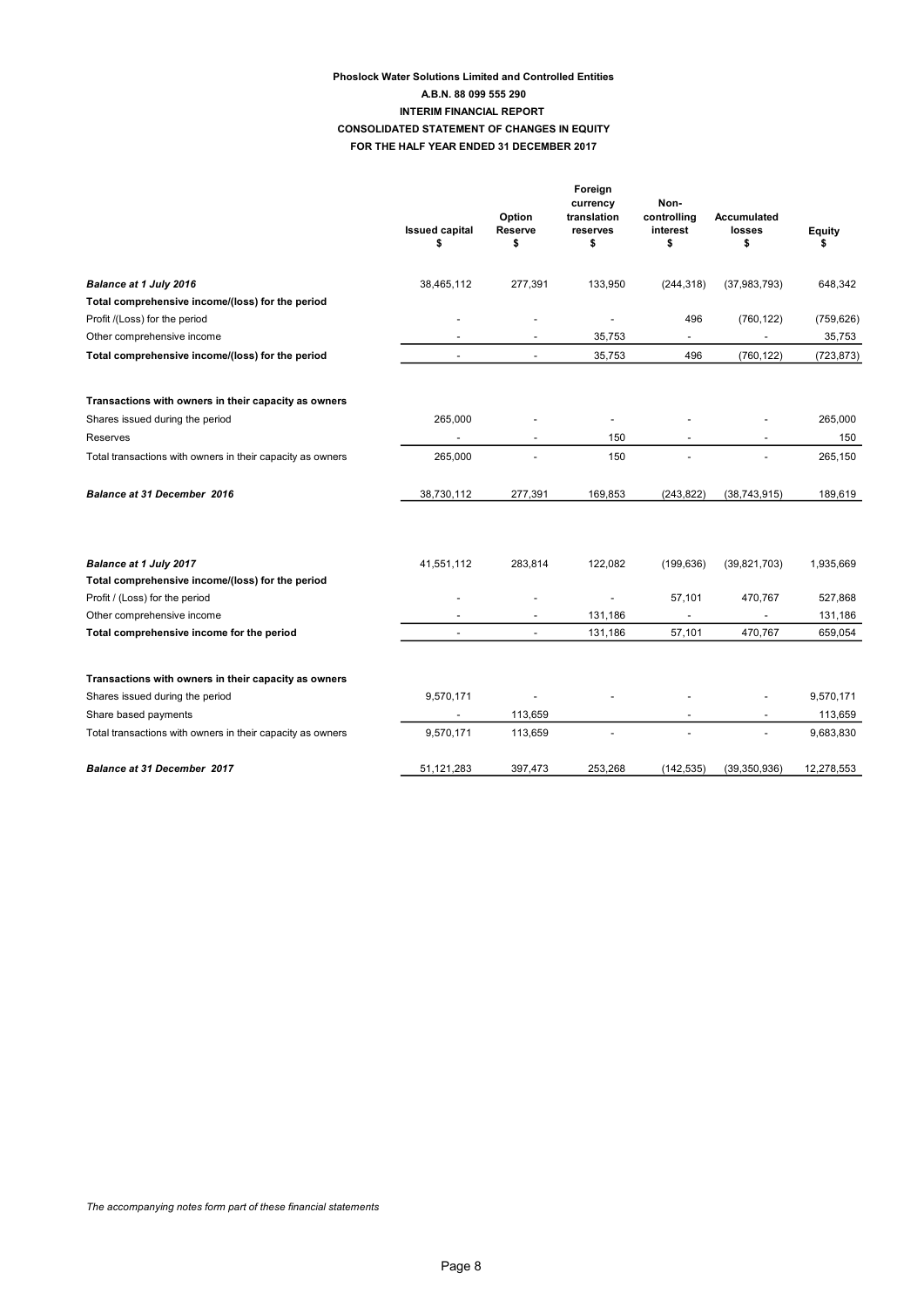**Phoslock Water Solutions Limited and Controlled Entities**
**A.B.N. 88 099 555 290**
**INTERIM FINANCIAL REPORT**
**CONSOLIDATED STATEMENT OF CHANGES IN EQUITY**
**FOR THE HALF YEAR ENDED 31 DECEMBER 2017**

| | Issued capital $ | Option Reserve $ | Foreign currency translation reserves $ | Non-controlling interest $ | Accumulated losses $ | Equity $ |
|---|---|---|---|---|---|---|
| ***Balance at 1 July 2016*** | 38,465,112 | 277,391 | 133,950 | (244,318) | (37,983,793) | 648,342 |
| **Total comprehensive income/(loss) for the period** | | | | | | |
| Profit /(Loss) for the period | - | - | - | 496 | (760,122) | (759,626) |
| Other comprehensive income | - | - | 35,753 | - | - | 35,753 |
| **Total comprehensive income/(loss) for the period** | - | - | 35,753 | 496 | (760,122) | (723,873) |
| **Transactions with owners in their capacity as owners** | | | | | | |
| Shares issued during the period | 265,000 | - | - | - | - | 265,000 |
| Reserves | - | - | 150 | - | - | 150 |
| Total transactions with owners in their capacity as owners | 265,000 | - | 150 | - | - | 265,150 |
| ***Balance at 31 December 2016*** | 38,730,112 | 277,391 | 169,853 | (243,822) | (38,743,915) | 189,619 |
| ***Balance at 1 July 2017*** | 41,551,112 | 283,814 | 122,082 | (199,636) | (39,821,703) | 1,935,669 |
| **Total comprehensive income/(loss) for the period** | | | | | | |
| Profit / (Loss) for the period | - | - | - | 57,101 | 470,767 | 527,868 |
| Other comprehensive income | - | - | 131,186 | - | - | 131,186 |
| **Total comprehensive income for the period** | - | - | 131,186 | 57,101 | 470,767 | 659,054 |
| **Transactions with owners in their capacity as owners** | | | | | | |
| Shares issued during the period | 9,570,171 | - | - | - | - | 9,570,171 |
| Share based payments | - | 113,659 | | - | - | 113,659 |
| Total transactions with owners in their capacity as owners | 9,570,171 | 113,659 | - | - | - | 9,683,830 |
| ***Balance at 31 December 2017*** | 51,121,283 | 397,473 | 253,268 | (142,535) | (39,350,936) | 12,278,553 |

*The accompanying notes form part of these financial statements*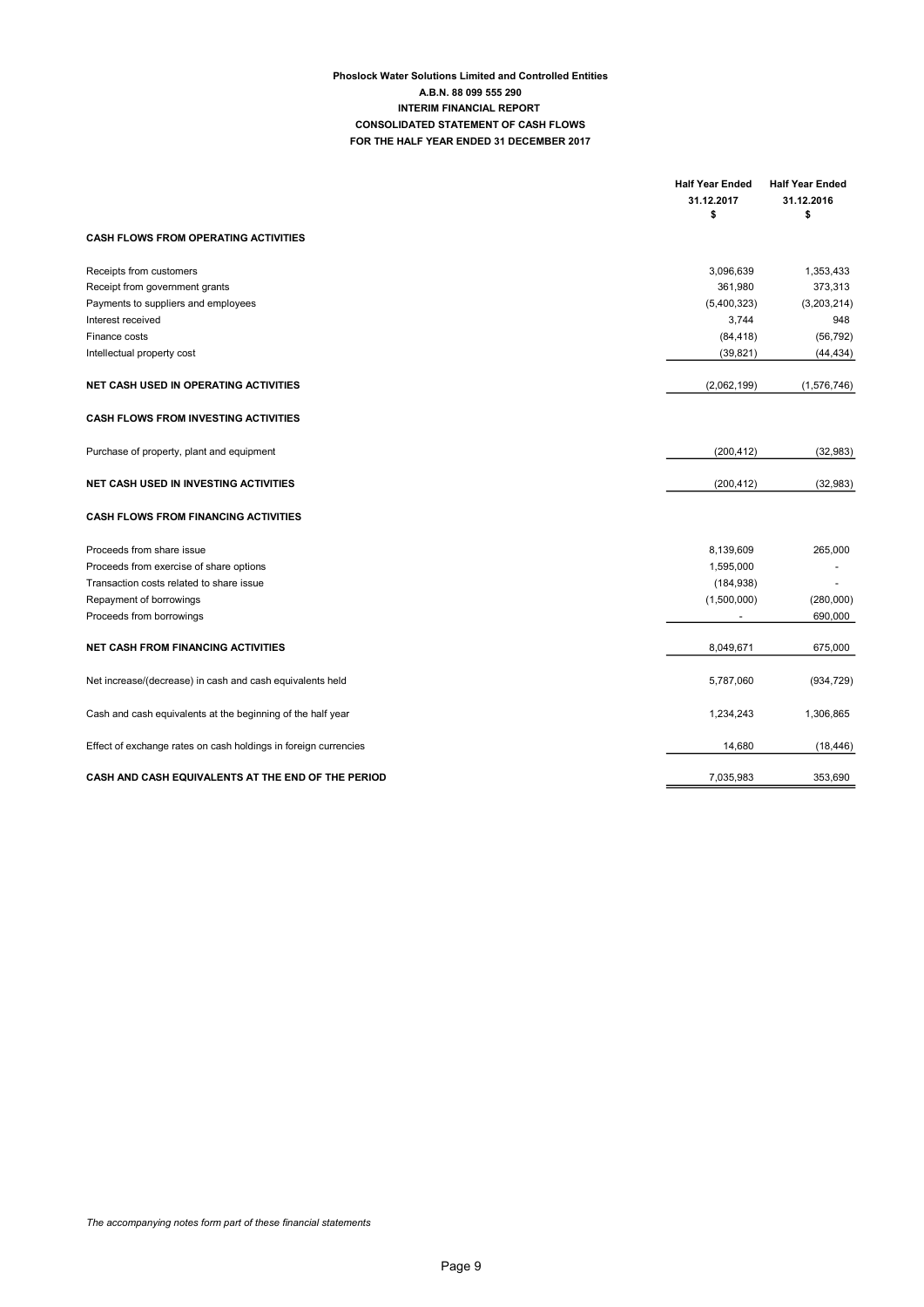**Phoslock Water Solutions Limited and Controlled Entities**
**A.B.N. 88 099 555 290**
**INTERIM FINANCIAL REPORT**
**CONSOLIDATED STATEMENT OF CASH FLOWS**
**FOR THE HALF YEAR ENDED 31 DECEMBER 2017**

| | Half Year Ended 31.12.2017 $ | Half Year Ended 31.12.2016 $ |
|---|---|---|
| **CASH FLOWS FROM OPERATING ACTIVITIES** | | |
| Receipts from customers | 3,096,639 | 1,353,433 |
| Receipt from government grants | 361,980 | 373,313 |
| Payments to suppliers and employees | (5,400,323) | (3,203,214) |
| Interest received | 3,744 | 948 |
| Finance costs | (84,418) | (56,792) |
| Intellectual property cost | (39,821) | (44,434) |
| **NET CASH USED IN OPERATING ACTIVITIES** | (2,062,199) | (1,576,746) |
| **CASH FLOWS FROM INVESTING ACTIVITIES** | | |
| Purchase of property, plant and equipment | (200,412) | (32,983) |
| **NET CASH USED IN INVESTING ACTIVITIES** | (200,412) | (32,983) |
| **CASH FLOWS FROM FINANCING ACTIVITIES** | | |
| Proceeds from share issue | 8,139,609 | 265,000 |
| Proceeds from exercise of share options | 1,595,000 | - |
| Transaction costs related to share issue | (184,938) | - |
| Repayment of borrowings | (1,500,000) | (280,000) |
| Proceeds from borrowings | - | 690,000 |
| **NET CASH FROM FINANCING ACTIVITIES** | 8,049,671 | 675,000 |
| Net increase/(decrease) in cash and cash equivalents held | 5,787,060 | (934,729) |
| Cash and cash equivalents at the beginning of the half year | 1,234,243 | 1,306,865 |
| Effect of exchange rates on cash holdings in foreign currencies | 14,680 | (18,446) |
| **CASH AND CASH EQUIVALENTS AT THE END OF THE PERIOD** | 7,035,983 | 353,690 |

*The accompanying notes form part of these financial statements*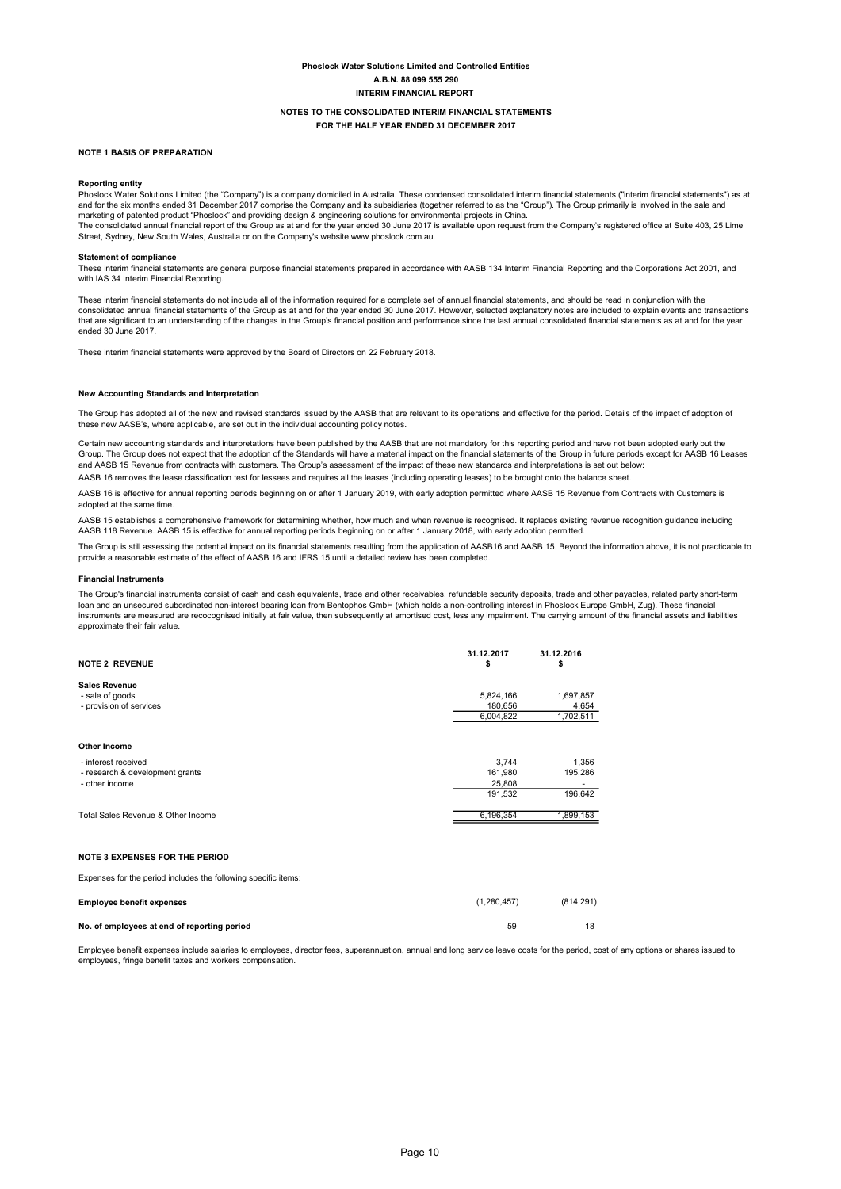# Phoslock Water Solutions Limited and Controlled Entities
## A.B.N. 88 099 555 290
## INTERIM FINANCIAL REPORT

## NOTES TO THE CONSOLIDATED INTERIM FINANCIAL STATEMENTS
## FOR THE HALF YEAR ENDED 31 DECEMBER 2017

### NOTE 1 BASIS OF PREPARATION

**Reporting entity**

Phoslock Water Solutions Limited (the "Company") is a company domiciled in Australia. These condensed consolidated interim financial statements ("interim financial statements") as at and for the six months ended 31 December 2017 comprise the Company and its subsidiaries (together referred to as the "Group"). The Group primarily is involved in the sale and marketing of patented product "Phoslock" and providing design & engineering solutions for environmental projects in China.
The consolidated annual financial report of the Group as at and for the year ended 30 June 2017 is available upon request from the Company's registered office at Suite 403, 25 Lime Street, Sydney, New South Wales, Australia or on the Company's website www.phoslock.com.au.

**Statement of compliance**

These interim financial statements are general purpose financial statements prepared in accordance with AASB 134 Interim Financial Reporting and the Corporations Act 2001, and with IAS 34 Interim Financial Reporting.

These interim financial statements do not include all of the information required for a complete set of annual financial statements, and should be read in conjunction with the consolidated annual financial statements of the Group as at and for the year ended 30 June 2017. However, selected explanatory notes are included to explain events and transactions that are significant to an understanding of the changes in the Group's financial position and performance since the last annual consolidated financial statements as at and for the year ended 30 June 2017.

These interim financial statements were approved by the Board of Directors on 22 February 2018.

**New Accounting Standards and Interpretation**

The Group has adopted all of the new and revised standards issued by the AASB that are relevant to its operations and effective for the period. Details of the impact of adoption of these new AASB's, where applicable, are set out in the individual accounting policy notes.

Certain new accounting standards and interpretations have been published by the AASB that are not mandatory for this reporting period and have not been adopted early but the Group. The Group does not expect that the adoption of the Standards will have a material impact on the financial statements of the Group in future periods except for AASB 16 Leases and AASB 15 Revenue from contracts with customers. The Group's assessment of the impact of these new standards and interpretations is set out below:

AASB 16 removes the lease classification test for lessees and requires all the leases (including operating leases) to be brought onto the balance sheet.

AASB 16 is effective for annual reporting periods beginning on or after 1 January 2019, with early adoption permitted where AASB 15 Revenue from Contracts with Customers is adopted at the same time.

AASB 15 establishes a comprehensive framework for determining whether, how much and when revenue is recognised. It replaces existing revenue recognition guidance including AASB 118 Revenue. AASB 15 is effective for annual reporting periods beginning on or after 1 January 2018, with early adoption permitted.

The Group is still assessing the potential impact on its financial statements resulting from the application of AASB16 and AASB 15. Beyond the information above, it is not practicable to provide a reasonable estimate of the effect of AASB 16 and IFRS 15 until a detailed review has been completed.

**Financial Instruments**

The Group's financial instruments consist of cash and cash equivalents, trade and other receivables, refundable security deposits, trade and other payables, related party short-term loan and an unsecured subordinated non-interest bearing loan from Bentophos GmbH (which holds a non-controlling interest in Phoslock Europe GmbH, Zug). These financial instruments are measured are rococognised initially at fair value, then subsequently at amortised cost, less any impairment. The carrying amount of the financial assets and liabilities approximate their fair value.

| NOTE 2 REVENUE | 31.12.2017 $ | 31.12.2016 $ |
|---|---|---|
| **Sales Revenue** | | |
| - sale of goods | 5,824,166 | 1,697,857 |
| - provision of services | 180,656 | 4,654 |
| | 6,004,822 | 1,702,511 |
| **Other Income** | | |
| - interest received | 3,744 | 1,356 |
| - research & development grants | 161,980 | 195,286 |
| - other income | 25,808 | - |
| | 191,532 | 196,642 |
| Total Sales Revenue & Other Income | 6,196,354 | 1,899,153 |

### NOTE 3 EXPENSES FOR THE PERIOD

Expenses for the period includes the following specific items:

| | 31.12.2017 | 31.12.2016 |
|---|---|---|
| **Employee benefit expenses** | (1,280,457) | (814,291) |
| **No. of employees at end of reporting period** | 59 | 18 |

Employee benefit expenses include salaries to employees, director fees, superannuation, annual and long service leave costs for the period, cost of any options or shares issued to employees, fringe benefit taxes and workers compensation.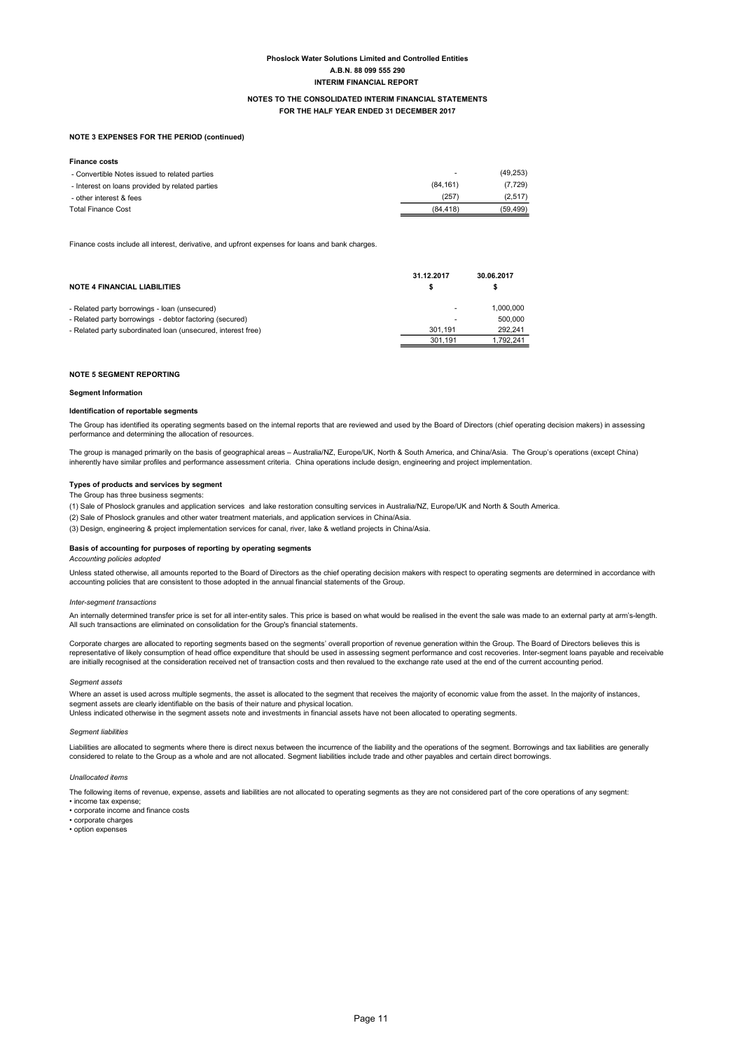Phoslock Water Solutions Limited and Controlled Entities
A.B.N. 88 099 555 290
INTERIM FINANCIAL REPORT

NOTES TO THE CONSOLIDATED INTERIM FINANCIAL STATEMENTS
FOR THE HALF YEAR ENDED 31 DECEMBER 2017

### NOTE 3 EXPENSES FOR THE PERIOD (continued)

| Finance costs | | |
|---|---|---|
| - Convertible Notes issued to related parties | - | (49,253) |
| - Interest on loans provided by related parties | (84,161) | (7,729) |
| - other interest & fees | (257) | (2,517) |
| Total Finance Cost | (84,418) | (59,499) |

Finance costs include all interest, derivative, and upfront expenses for loans and bank charges.

| NOTE 4 FINANCIAL LIABILITIES | 31.12.2017 $ | 30.06.2017 $ |
|---|---|---|
| - Related party borrowings - loan (unsecured) | - | 1,000,000 |
| - Related party borrowings - debtor factoring (secured) | - | 500,000 |
| - Related party subordinated loan (unsecured, interest free) | 301,191 | 292,241 |
| | 301,191 | 1,792,241 |

### NOTE 5 SEGMENT REPORTING

**Segment Information**

**Identification of reportable segments**

The Group has identified its operating segments based on the internal reports that are reviewed and used by the Board of Directors (chief operating decision makers) in assessing performance and determining the allocation of resources.

The group is managed primarily on the basis of geographical areas – Australia/NZ, Europe/UK, North & South America, and China/Asia. The Group's operations (except China) inherently have similar profiles and performance assessment criteria. China operations include design, engineering and project implementation.

**Types of products and services by segment**

The Group has three business segments:

(1) Sale of Phoslock granules and application services and lake restoration consulting services in Australia/NZ, Europe/UK and North & South America.

(2) Sale of Phoslock granules and other water treatment materials, and application services in China/Asia.

(3) Design, engineering & project implementation services for canal, river, lake & wetland projects in China/Asia.

**Basis of accounting for purposes of reporting by operating segments**

*Accounting policies adopted*

Unless stated otherwise, all amounts reported to the Board of Directors as the chief operating decision makers with respect to operating segments are determined in accordance with accounting policies that are consistent to those adopted in the annual financial statements of the Group.

*Inter-segment transactions*

An internally determined transfer price is set for all inter-entity sales. This price is based on what would be realised in the event the sale was made to an external party at arm's-length. All such transactions are eliminated on consolidation for the Group's financial statements.

Corporate charges are allocated to reporting segments based on the segments' overall proportion of revenue generation within the Group. The Board of Directors believes this is representative of likely consumption of head office expenditure that should be used in assessing segment performance and cost recoveries. Inter-segment loans payable and receivable are initially recognised at the consideration received net of transaction costs and then revalued to the exchange rate used at the end of the current accounting period.

*Segment assets*

Where an asset is used across multiple segments, the asset is allocated to the segment that receives the majority of economic value from the asset. In the majority of instances, segment assets are clearly identifiable on the basis of their nature and physical location.
Unless indicated otherwise in the segment assets note and investments in financial assets have not been allocated to operating segments.

*Segment liabilities*

Liabilities are allocated to segments where there is direct nexus between the incurrence of the liability and the operations of the segment. Borrowings and tax liabilities are generally considered to relate to the Group as a whole and are not allocated. Segment liabilities include trade and other payables and certain direct borrowings.

*Unallocated items*

The following items of revenue, expense, assets and liabilities are not allocated to operating segments as they are not considered part of the core operations of any segment:

- income tax expense;
- corporate income and finance costs
- corporate charges
- option expenses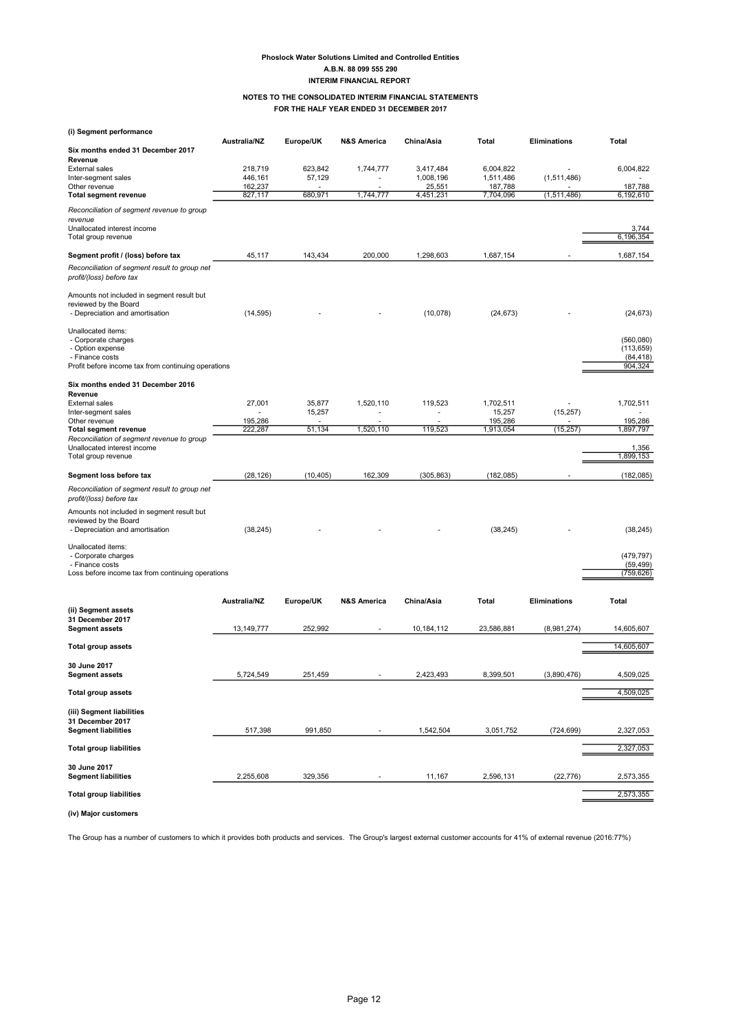**Phoslock Water Solutions Limited and Controlled Entities**
**A.B.N. 88 099 555 290**
**INTERIM FINANCIAL REPORT**

**NOTES TO THE CONSOLIDATED INTERIM FINANCIAL STATEMENTS**
**FOR THE HALF YEAR ENDED 31 DECEMBER 2017**

**(i) Segment performance**

| | Australia/NZ | Europe/UK | N&S America | China/Asia | Total | Eliminations | Total |
|---|---|---|---|---|---|---|---|
| **Six months ended 31 December 2017** | | | | | | | |
| **Revenue** | | | | | | | |
| External sales | 218,719 | 623,842 | 1,744,777 | 3,417,484 | 6,004,822 | - | 6,004,822 |
| Inter-segment sales | 446,161 | 57,129 | - | 1,008,196 | 1,511,486 | (1,511,486) | - |
| Other revenue | 162,237 | - | - | 25,551 | 187,788 | - | 187,788 |
| **Total segment revenue** | 827,117 | 680,971 | 1,744,777 | 4,451,231 | 7,704,096 | (1,511,486) | 6,192,610 |
| *Reconciliation of segment revenue to group revenue* | | | | | | | |
| Unallocated interest income | | | | | | | 3,744 |
| Total group revenue | | | | | | | 6,196,354 |
| **Segment profit / (loss) before tax** | 45,117 | 143,434 | 200,000 | 1,298,603 | 1,687,154 | - | 1,687,154 |
| *Reconciliation of segment result to group net profit/(loss) before tax* | | | | | | | |
| Amounts not included in segment result but reviewed by the Board | | | | | | | |
| - Depreciation and amortisation | (14,595) | - | - | (10,078) | (24,673) | - | (24,673) |
| Unallocated items: | | | | | | | |
| - Corporate charges | | | | | | | (560,080) |
| - Option expense | | | | | | | (113,659) |
| - Finance costs | | | | | | | (84,418) |
| Profit before income tax from continuing operations | | | | | | | 904,324 |
| **Six months ended 31 December 2016** | | | | | | | |
| **Revenue** | | | | | | | |
| External sales | 27,001 | 35,877 | 1,520,110 | 119,523 | 1,702,511 | - | 1,702,511 |
| Inter-segment sales | - | 15,257 | - | - | 15,257 | (15,257) | - |
| Other revenue | 195,286 | - | - | - | 195,286 | - | 195,286 |
| **Total segment revenue** | 222,287 | 51,134 | 1,520,110 | 119,523 | 1,913,054 | (15,257) | 1,897,797 |
| *Reconciliation of segment revenue to group* | | | | | | | |
| Unallocated interest income | | | | | | | 1,356 |
| Total group revenue | | | | | | | 1,899,153 |
| **Segment loss before tax** | (28,126) | (10,405) | 162,309 | (305,863) | (182,085) | - | (182,085) |
| *Reconciliation of segment result to group net profit/(loss) before tax* | | | | | | | |
| Amounts not included in segment result but reviewed by the Board | | | | | | | |
| - Depreciation and amortisation | (38,245) | - | - | - | (38,245) | - | (38,245) |
| Unallocated items: | | | | | | | |
| - Corporate charges | | | | | | | (479,797) |
| - Finance costs | | | | | | | (59,499) |
| Loss before income tax from continuing operations | | | | | | | (759,626) |

| | Australia/NZ | Europe/UK | N&S America | China/Asia | Total | Eliminations | Total |
|---|---|---|---|---|---|---|---|
| **(ii) Segment assets** | | | | | | | |
| **31 December 2017** | | | | | | | |
| **Segment assets** | 13,149,777 | 252,992 | - | 10,184,112 | 23,586,881 | (8,981,274) | 14,605,607 |
| **Total group assets** | | | | | | | 14,605,607 |
| **30 June 2017** | | | | | | | |
| **Segment assets** | 5,724,549 | 251,459 | - | 2,423,493 | 8,399,501 | (3,890,476) | 4,509,025 |
| **Total group assets** | | | | | | | 4,509,025 |
| **(iii) Segment liabilities** | | | | | | | |
| **31 December 2017** | | | | | | | |
| **Segment liabilities** | 517,398 | 991,850 | - | 1,542,504 | 3,051,752 | (724,699) | 2,327,053 |
| **Total group liabilities** | | | | | | | 2,327,053 |
| **30 June 2017** | | | | | | | |
| **Segment liabilities** | 2,255,608 | 329,356 | - | 11,167 | 2,596,131 | (22,776) | 2,573,355 |
| **Total group liabilities** | | | | | | | 2,573,355 |

**(iv) Major customers**

The Group has a number of customers to which it provides both products and services. The Group's largest external customer accounts for 41% of external revenue (2016:77%)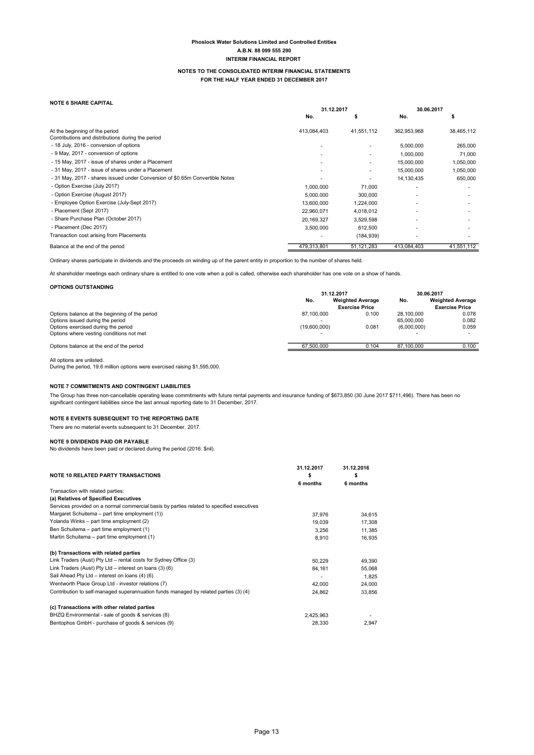## NOTE 6 SHARE CAPITAL

| | 31.12.2017 | | 30.06.2017 | |
|---|---|---|---|---|
| | No. | $ | No. | $ |
| At the beginning of the period | 413,084,403 | 41,551,112 | 362,953,968 | 38,465,112 |
| Contributions and distributions during the period | | | | |
| - 18 July, 2016 - conversion of options | - | - | 5,000,000 | 265,000 |
| - 9 May, 2017 - conversion of options | - | - | 1,000,000 | 71,000 |
| - 15 May, 2017 - issue of shares under a Placement | - | - | 15,000,000 | 1,050,000 |
| - 31 May, 2017 - issue of shares under a Placement | - | - | 15,000,000 | 1,050,000 |
| - 31 May, 2017 - shares issued under Conversion of $0.65m Convertible Notes | - | - | 14,130,435 | 650,000 |
| - Option Exercise (July 2017) | 1,000,000 | 71,000 | - | - |
| - Option Exercise (August 2017) | 5,000,000 | 300,000 | - | - |
| - Employee Option Exercise (July-Sept 2017) | 13,600,000 | 1,224,000 | - | - |
| - Placement (Sept 2017) | 22,960,071 | 4,018,012 | - | - |
| - Share Purchase Plan (October 2017) | 20,169,327 | 3,529,598 | - | - |
| - Placement (Dec 2017) | 3,500,000 | 612,500 | - | - |
| Transaction cost arising from Placements | - | (184,939) | - | - |
| Balance at the end of the period | 479,313,801 | 51,121,283 | 413,084,403 | 41,551,112 |

Ordinary shares participate in dividends and the proceeds on winding up of the parent entity in proportion to the number of shares held.

At shareholder meetings each ordinary share is entitled to one vote when a poll is called, otherwise each shareholder has one vote on a show of hands.

### OPTIONS OUTSTANDING

| | 31.12.2017 | | 30.06.2017 | |
|---|---|---|---|---|
| | No. | Weighted Average Exercise Price | No. | Weighted Average Exercise Price |
| Options balance at the beginning of the period | 87,100,000 | 0.100 | 28,100,000 | 0.078 |
| Options issued during the period | - | | 65,000,000 | 0.082 |
| Options exercised during the period | (19,600,000) | 0.081 | (6,000,000) | 0.059 |
| Options where vesting conditions not met | - | | - | - |
| Options balance at the end of the period | 67,500,000 | 0.104 | 87,100,000 | 0.100 |

All options are unlisted.
During the period, 19.6 million options were exercised raising $1,595,000.

## NOTE 7 COMMITMENTS AND CONTINGENT LIABILITIES

The Group has three non-cancellable operating lease commitments with future rental payments and insurance funding of $673,850 (30 June 2017 $711,496). There has been no significant contingent liabilities since the last annual reporting date to 31 December, 2017.

## NOTE 8 EVENTS SUBSEQUENT TO THE REPORTING DATE

There are no material events subsequent to 31 December, 2017.

## NOTE 9 DIVIDENDS PAID OR PAYABLE

No dividends have been paid or declared during the period (2016: $nil).

## NOTE 10 RELATED PARTY TRANSACTIONS

| | 31.12.2017 | 31.12.2016 |
|---|---|---|
| | $ | $ |
| | 6 months | 6 months |
| Transaction with related parties: | | |
| **(a) Relatives of Specified Executives** | | |
| Services provided on a normal commercial basis by parties related to specified executives | | |
| Margaret Schuitema – part time employment (1)) | 37,976 | 34,615 |
| Yolanda Winks – part time employment (2) | 19,039 | 17,308 |
| Ben Schuitema – part time employment (1) | 3,256 | 11,385 |
| Martin Schuitema – part time employment (1) | 8,910 | 16,935 |
| **(b) Transactions with related parties** | | |
| Link Traders (Aust) Pty Ltd – rental costs for Sydney Office (3) | 50,229 | 49,390 |
| Link Traders (Aust) Pty Ltd – interest on loans (3) (6) | 84,161 | 55,068 |
| Sail Ahead Pty Ltd – interest on loans (4) (6) | - | 1,825 |
| Wentworth Place Group Ltd - investor relations (7) | 42,000 | 24,000 |
| Contribution to self-managed superannuation funds managed by related parties (3) (4) | 24,862 | 33,856 |
| **(c) Transactions with other related parties** | | |
| BHZQ Environmental - sale of goods & services (8) | 2,425,963 | - |
| Bentophos GmbH - purchase of goods & services (9) | 28,330 | 2,947 |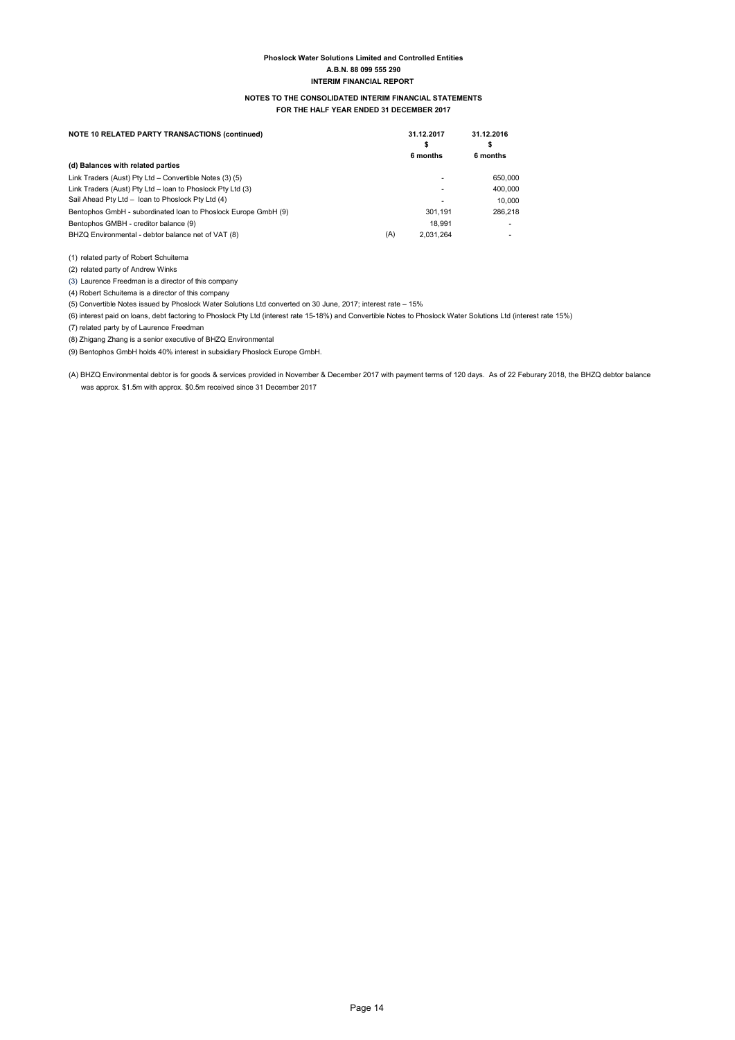**Phoslock Water Solutions Limited and Controlled Entities**
**A.B.N. 88 099 555 290**
**INTERIM FINANCIAL REPORT**

**NOTES TO THE CONSOLIDATED INTERIM FINANCIAL STATEMENTS**
**FOR THE HALF YEAR ENDED 31 DECEMBER 2017**

| NOTE 10 RELATED PARTY TRANSACTIONS (continued) | | 31.12.2017<br>\$<br>6 months | 31.12.2016<br>\$<br>6 months |
|---|---|---|---|
| **(d) Balances with related parties** | | | |
| Link Traders (Aust) Pty Ltd – Convertible Notes (3) (5) | | - | 650,000 |
| Link Traders (Aust) Pty Ltd – loan to Phoslock Pty Ltd (3) | | - | 400,000 |
| Sail Ahead Pty Ltd – loan to Phoslock Pty Ltd (4) | | - | 10,000 |
| Bentophos GmbH - subordinated loan to Phoslock Europe GmbH (9) | | 301,191 | 286,218 |
| Bentophos GMBH - creditor balance (9) | | 18,991 | - |
| BHZQ Environmental - debtor balance net of VAT (8) | (A) | 2,031,264 | - |

(1) related party of Robert Schuitema

(2) related party of Andrew Winks

(3) Laurence Freedman is a director of this company

(4) Robert Schuitema is a director of this company

(5) Convertible Notes issued by Phoslock Water Solutions Ltd converted on 30 June, 2017; interest rate – 15%

(6) interest paid on loans, debt factoring to Phoslock Pty Ltd (interest rate 15-18%) and Convertible Notes to Phoslock Water Solutions Ltd (interest rate 15%)

(7) related party by of Laurence Freedman

(8) Zhigang Zhang is a senior executive of BHZQ Environmental

(9) Bentophos GmbH holds 40% interest in subsidiary Phoslock Europe GmbH.

(A) BHZQ Environmental debtor is for goods & services provided in November & December 2017 with payment terms of 120 days. As of 22 Feburary 2018, the BHZQ debtor balance was approx. \$1.5m with approx. \$0.5m received since 31 December 2017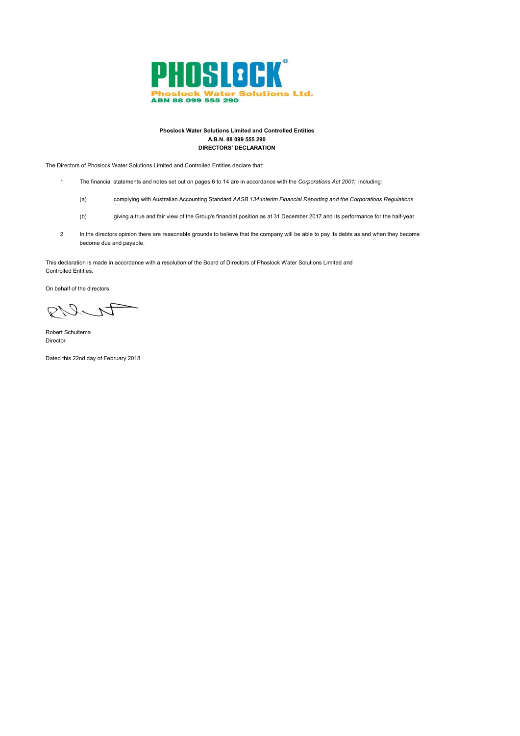**PHOSLOCK®**

**Phoslock Water Solutions Ltd.**
**ABN 88 099 555 290**

**Phoslock Water Solutions Limited and Controlled Entities**
**A.B.N. 88 099 555 290**
**DIRECTORS' DECLARATION**

The Directors of Phoslock Water Solutions Limited and Controlled Entities declare that:

1. The financial statements and notes set out on pages 6 to 14 are in accordance with the *Corporations Act 2001;* including*:*

   (a) complying with Australian Accounting Standard *AASB 134:Interim Financial Reporting and the Corporations Regulations*

   (b) giving a true and fair view of the Group's financial position as at 31 December 2017 and its performance for the half-year

2. In the directors opinion there are reasonable grounds to believe that the company will be able to pay its debts as and when they become become due and payable.

This declaration is made in accordance with a resolution of the Board of Directors of Phoslock Water Solutions Limited and Controlled Entities.

On behalf of the directors

Robert Schuitema
Director

Dated this 22nd day of February 2018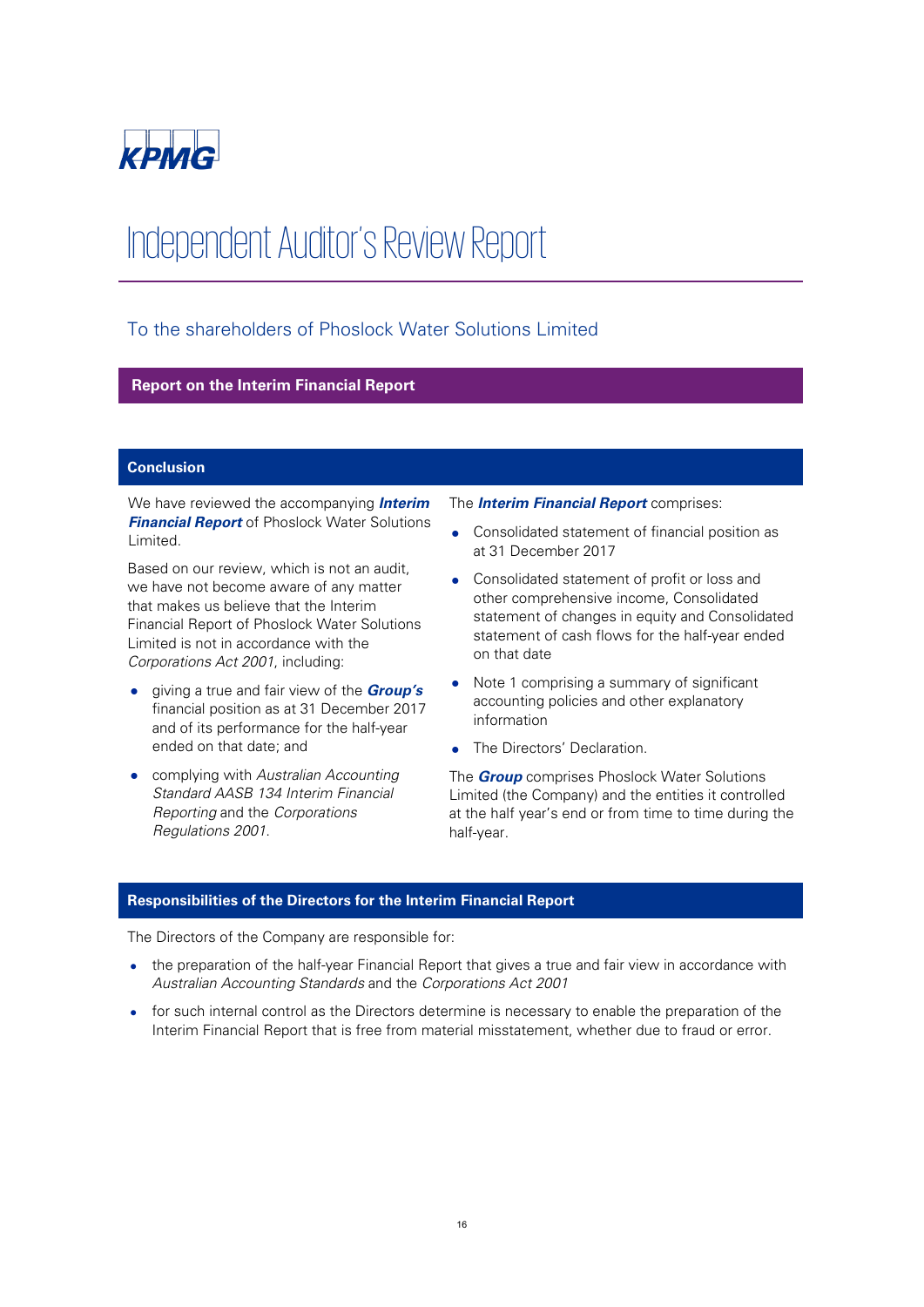KPMG

# Independent Auditor's Review Report

## To the shareholders of Phoslock Water Solutions Limited

### Report on the Interim Financial Report

#### Conclusion

We have reviewed the accompanying ***Interim Financial Report*** of Phoslock Water Solutions Limited.

Based on our review, which is not an audit, we have not become aware of any matter that makes us believe that the Interim Financial Report of Phoslock Water Solutions Limited is not in accordance with the *Corporations Act 2001*, including:

- giving a true and fair view of the ***Group's*** financial position as at 31 December 2017 and of its performance for the half-year ended on that date; and
- complying with *Australian Accounting Standard AASB 134 Interim Financial Reporting* and the *Corporations Regulations 2001*.

The ***Interim Financial Report*** comprises:

- Consolidated statement of financial position as at 31 December 2017
- Consolidated statement of profit or loss and other comprehensive income, Consolidated statement of changes in equity and Consolidated statement of cash flows for the half-year ended on that date
- Note 1 comprising a summary of significant accounting policies and other explanatory information
- The Directors' Declaration.

The ***Group*** comprises Phoslock Water Solutions Limited (the Company) and the entities it controlled at the half year's end or from time to time during the half-year.

#### Responsibilities of the Directors for the Interim Financial Report

The Directors of the Company are responsible for:

- the preparation of the half-year Financial Report that gives a true and fair view in accordance with *Australian Accounting Standards* and the *Corporations Act 2001*
- for such internal control as the Directors determine is necessary to enable the preparation of the Interim Financial Report that is free from material misstatement, whether due to fraud or error.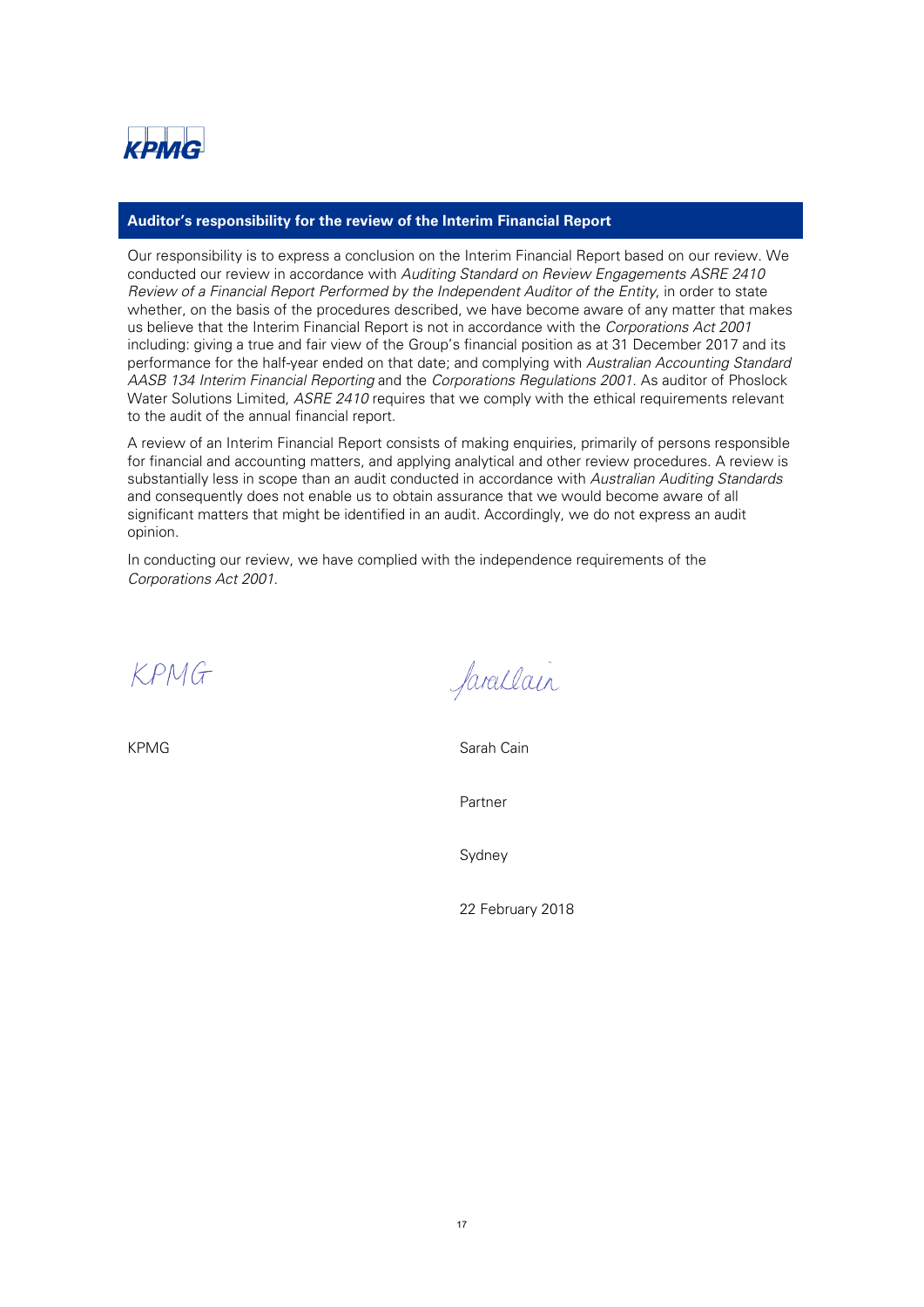## Auditor's responsibility for the review of the Interim Financial Report

Our responsibility is to express a conclusion on the Interim Financial Report based on our review. We conducted our review in accordance with *Auditing Standard on Review Engagements ASRE 2410 Review of a Financial Report Performed by the Independent Auditor of the Entity*, in order to state whether, on the basis of the procedures described, we have become aware of any matter that makes us believe that the Interim Financial Report is not in accordance with the *Corporations Act 2001* including: giving a true and fair view of the Group's financial position as at 31 December 2017 and its performance for the half-year ended on that date; and complying with *Australian Accounting Standard AASB 134 Interim Financial Reporting* and the *Corporations Regulations 2001*. As auditor of Phoslock Water Solutions Limited, *ASRE 2410* requires that we comply with the ethical requirements relevant to the audit of the annual financial report.

A review of an Interim Financial Report consists of making enquiries, primarily of persons responsible for financial and accounting matters, and applying analytical and other review procedures. A review is substantially less in scope than an audit conducted in accordance with *Australian Auditing Standards* and consequently does not enable us to obtain assurance that we would become aware of all significant matters that might be identified in an audit. Accordingly, we do not express an audit opinion.

In conducting our review, we have complied with the independence requirements of the *Corporations Act 2001*.

KPMG

KPMG

Sarah Cain

Partner

Sydney

22 February 2018